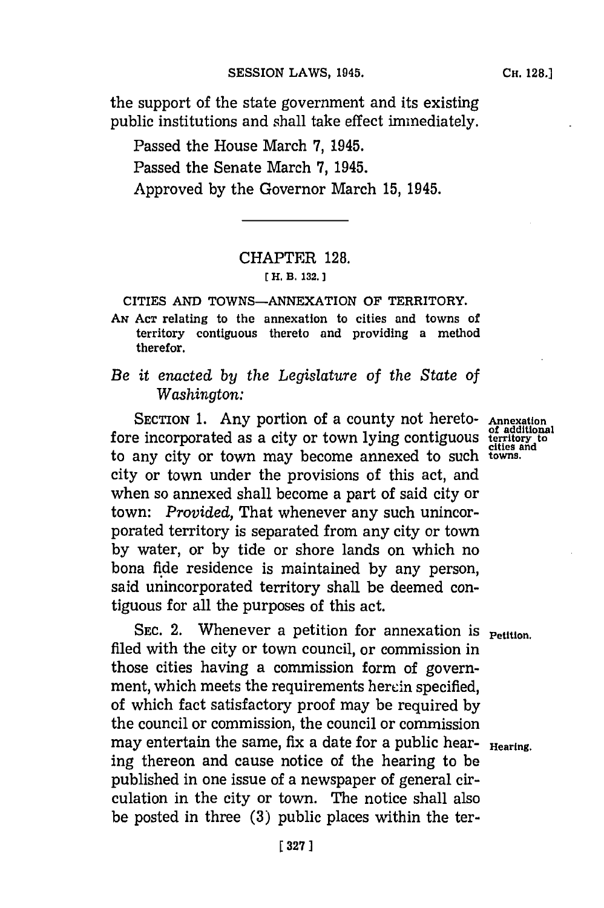the support of the state government and its existing public institutions and shall take effect immediately.

Passed the House March 7, 1945.

Passed the Senate March 7, 1945.

Approved by the Governor March 15, 1945.

## CHAPTER 128.

[ H. B. 132. ]

### CITIES AND TOWNS—ANNEXATION OF TERRITORY.

AN ACT relating to the annexation to cities and towns of territory contiguous thereto and providing a method therefor.

*Be it enacted by the Legislature of the State of Washington:*

SECTION 1. Any portion of a county not heretofore incorporated as a city or town lying contiguous to any city or town may become annexed to such city or town under the provisions of this act, and when so annexed shall become a part of said city or town: *Provided,* That whenever any such unincorporated territory is separated from any city or town by water, or by tide or shore lands on which no bona fide residence is maintained by any person, said unincorporated territory shall be deemed contiguous for all the purposes of this act.

Annexation of additional territory to cities and towns.

SEC. 2. Whenever a petition for annexation is filed with the city or town council, or commission in those cities having a commission form of government, which meets the requirements herein specified, of which fact satisfactory proof may be required by the council or commission, the council or commission may entertain the same, fix a date for a public hearing thereon and cause notice of the hearing to be published in one issue of a newspaper of general circulation in the city or town. The notice shall also be posted in three (3) public places within the ter-

Petition.

Hearing.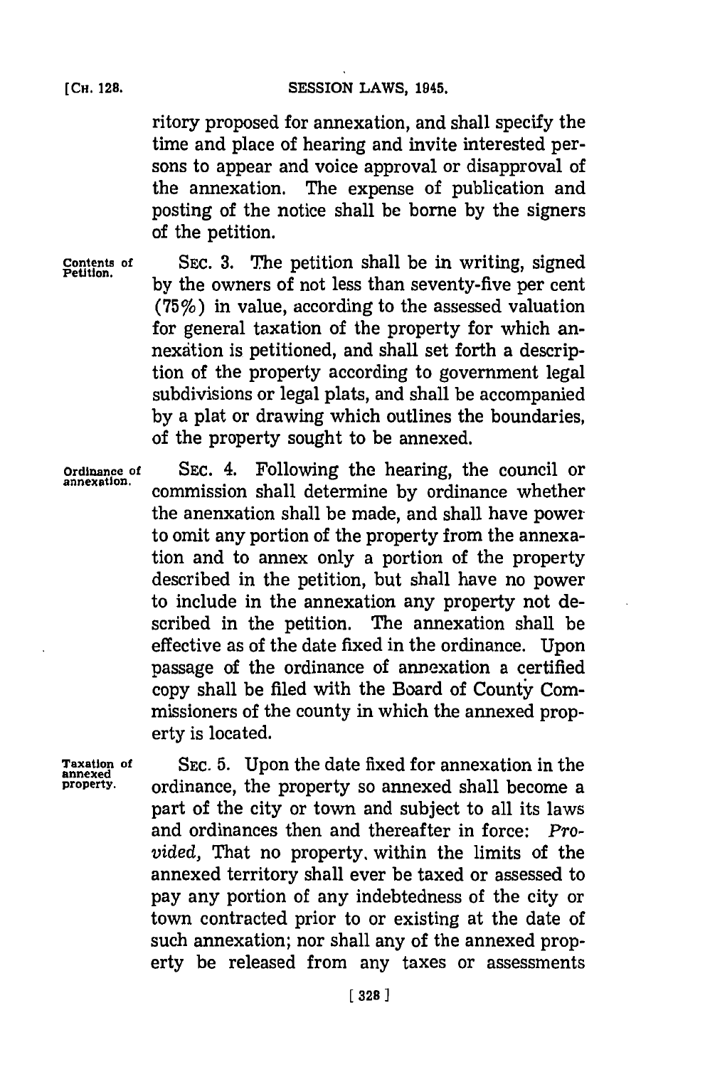ritory proposed for annexation, and shall specify the time and place of hearing and invite interested persons to appear and voice approval or disapproval of the annexation. The expense of publication and posting of the notice shall be borne by the signers of the petition.

**Contents of Petition.** SEC. 3. The petition shall be in writing, signed by the owners of not less than seventy-five per cent (75%) in value, according to the assessed valuation for general taxation of the property for which annexation is petitioned, and shall set forth a description of the property according to government legal subdivisions or legal plats, and shall be accompanied by a plat or drawing which outlines the boundaries, of the property sought to be annexed.

**Ordinance of annexation.** SEC. 4. Following the hearing, the council or commission shall determine by ordinance whether the anenxation shall be made, and shall have power to omit any portion of the property from the annexation and to annex only a portion of the property described in the petition, but shall have no power to include in the annexation any property not described in the petition. The annexation shall be effective as of the date fixed in the ordinance. Upon passage of the ordinance of annexation a certified copy shall be filed with the Board of County Commissioners of the county in which the annexed property is located.

**Taxation of annexed property.** SEC. 5. Upon the date fixed for annexation in the ordinance, the property so annexed shall become a part of the city or town and subject to all its laws and ordinances then and thereafter in force: *Provided,* That no property within the limits of the annexed territory shall ever be taxed or assessed to pay any portion of any indebtedness of the city or town contracted prior to or existing at the date of such annexation; nor shall any of the annexed property be released from any taxes or assessments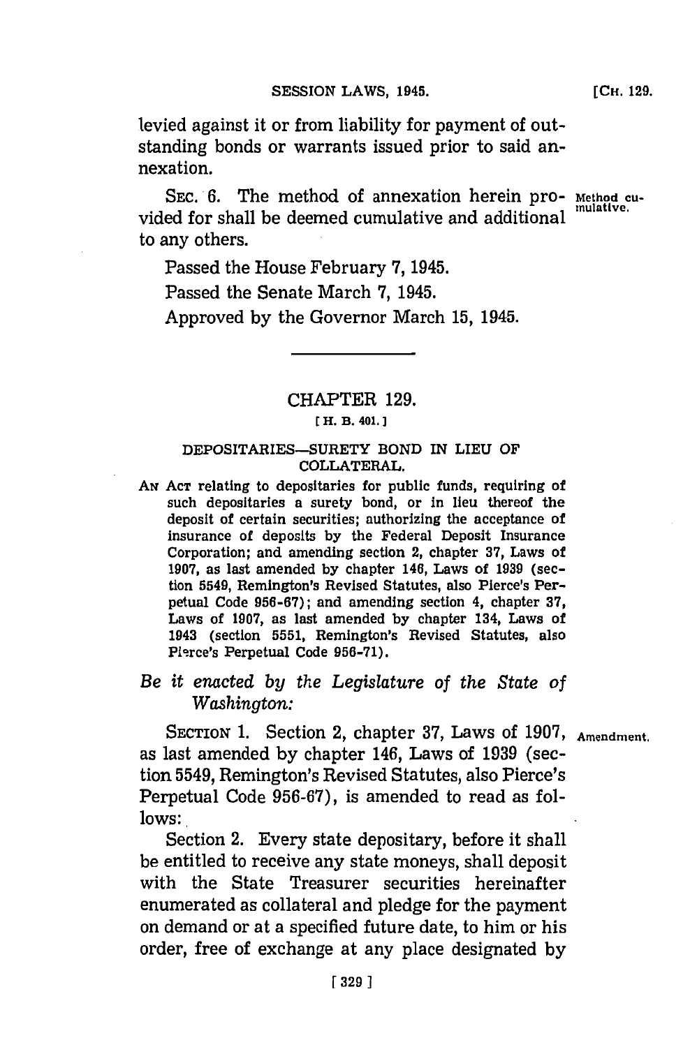levied against it or from liability for payment of outstanding bonds or warrants issued prior to said annexation.

SEC. 6. The method of annexation herein provided for shall be deemed cumulative and additional to any others. **Method cumulative.**

Passed the House February 7, 1945.

Passed the Senate March 7, 1945.

Approved by the Governor March 15, 1945.

---

## CHAPTER 129.

[H. B. 401.]

### DEPOSITARIES—SURETY BOND IN LIEU OF COLLATERAL.

AN ACT relating to depositaries for public funds, requiring of such depositaries a surety bond, or in lieu thereof the deposit of certain securities; authorizing the acceptance of insurance of deposits by the Federal Deposit Insurance Corporation; and amending section 2, chapter 37, Laws of 1907, as last amended by chapter 146, Laws of 1939 (section 5549, Remington's Revised Statutes, also Pierce's Perpetual Code 956-67); and amending section 4, chapter 37, Laws of 1907, as last amended by chapter 134, Laws of 1943 (section 5551, Remington's Revised Statutes, also Pierce's Perpetual Code 956-71).

*Be it enacted by the Legislature of the State of Washington:*

SECTION 1. Section 2, chapter 37, Laws of 1907, as last amended by chapter 146, Laws of 1939 (section 5549, Remington's Revised Statutes, also Pierce's Perpetual Code 956-67), is amended to read as follows: **Amendment.**

Section 2. Every state depositary, before it shall be entitled to receive any state moneys, shall deposit with the State Treasurer securities hereinafter enumerated as collateral and pledge for the payment on demand or at a specified future date, to him or his order, free of exchange at any place designated by